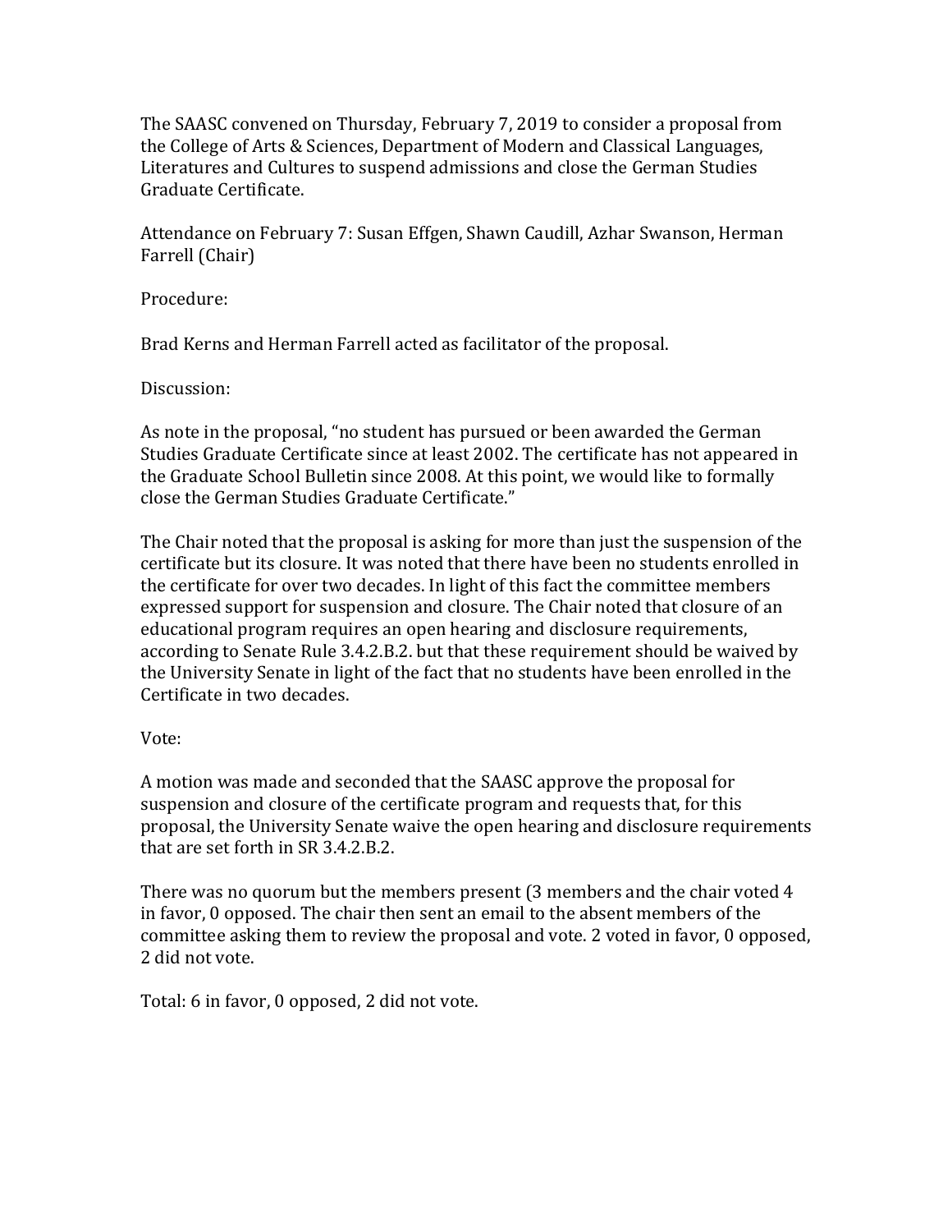The SAASC convened on Thursday, February 7, 2019 to consider a proposal from the College of Arts & Sciences, Department of Modern and Classical Languages, Literatures and Cultures to suspend admissions and close the German Studies Graduate Certificate.

Attendance on February 7: Susan Effgen, Shawn Caudill, Azhar Swanson, Herman Farrell (Chair)

Procedure:

Brad Kerns and Herman Farrell acted as facilitator of the proposal.

Discussion:

As note in the proposal, "no student has pursued or been awarded the German Studies Graduate Certificate since at least 2002. The certificate has not appeared in the Graduate School Bulletin since 2008. At this point, we would like to formally close the German Studies Graduate Certificate."

The Chair noted that the proposal is asking for more than just the suspension of the certificate but its closure. It was noted that there have been no students enrolled in the certificate for over two decades. In light of this fact the committee members expressed support for suspension and closure. The Chair noted that closure of an educational program requires an open hearing and disclosure requirements, according to Senate Rule 3.4.2.B.2. but that these requirement should be waived by the University Senate in light of the fact that no students have been enrolled in the Certificate in two decades.

Vote:

A motion was made and seconded that the SAASC approve the proposal for suspension and closure of the certificate program and requests that, for this proposal, the University Senate waive the open hearing and disclosure requirements that are set forth in SR 3.4.2.B.2.

There was no quorum but the members present (3 members and the chair voted 4 in favor, 0 opposed. The chair then sent an email to the absent members of the committee asking them to review the proposal and vote. 2 voted in favor, 0 opposed, 2 did not vote.

Total: 6 in favor, 0 opposed, 2 did not vote.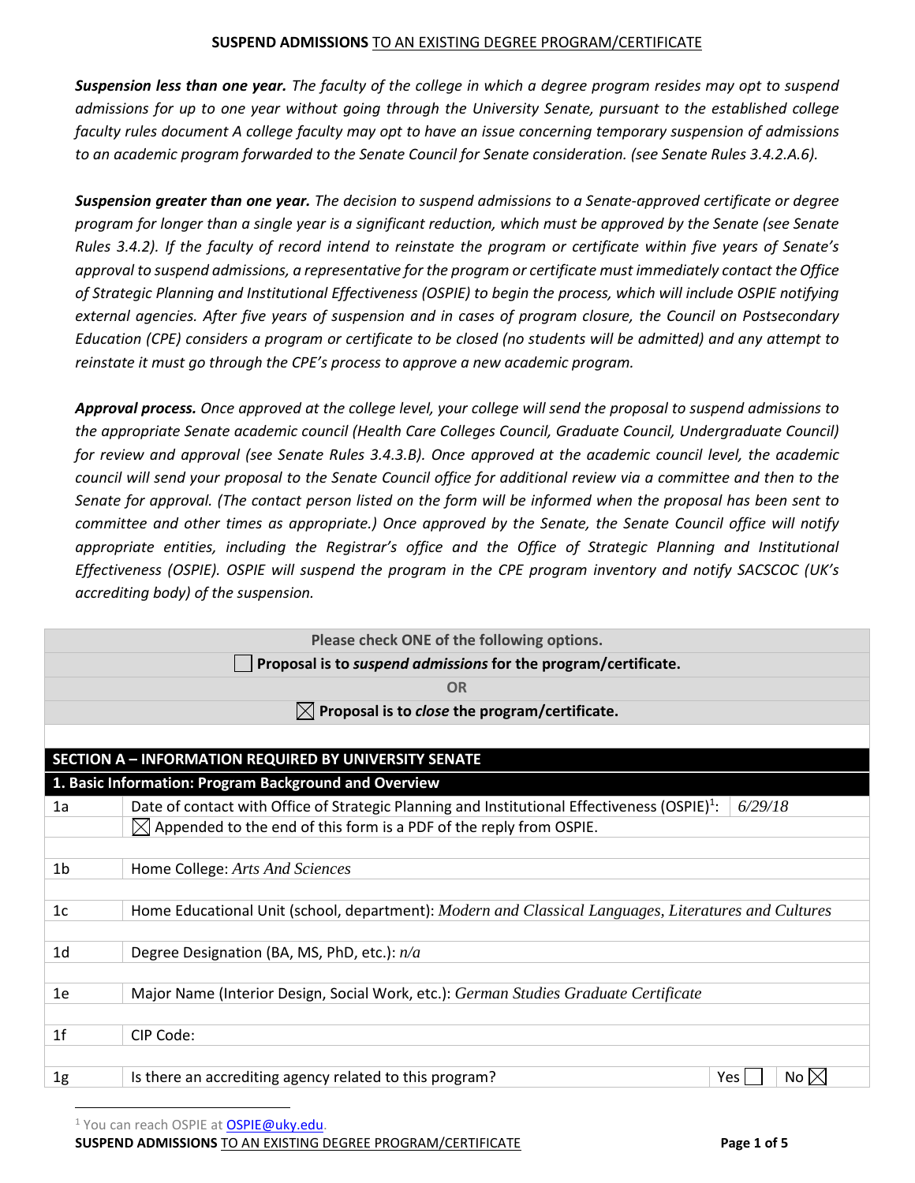**SUSPEND ADMISSIONS** TO AN EXISTING DEGREE PROGRAM/CERTIFICATE

***Suspension less than one year.*** *The faculty of the college in which a degree program resides may opt to suspend admissions for up to one year without going through the University Senate, pursuant to the established college faculty rules document A college faculty may opt to have an issue concerning temporary suspension of admissions to an academic program forwarded to the Senate Council for Senate consideration. (see Senate Rules 3.4.2.A.6).*

***Suspension greater than one year.*** *The decision to suspend admissions to a Senate-approved certificate or degree program for longer than a single year is a significant reduction, which must be approved by the Senate (see Senate Rules 3.4.2). If the faculty of record intend to reinstate the program or certificate within five years of Senate's approval to suspend admissions, a representative for the program or certificate must immediately contact the Office of Strategic Planning and Institutional Effectiveness (OSPIE) to begin the process, which will include OSPIE notifying external agencies. After five years of suspension and in cases of program closure, the Council on Postsecondary Education (CPE) considers a program or certificate to be closed (no students will be admitted) and any attempt to reinstate it must go through the CPE's process to approve a new academic program.*

***Approval process.*** *Once approved at the college level, your college will send the proposal to suspend admissions to the appropriate Senate academic council (Health Care Colleges Council, Graduate Council, Undergraduate Council) for review and approval (see Senate Rules 3.4.3.B). Once approved at the academic council level, the academic council will send your proposal to the Senate Council office for additional review via a committee and then to the Senate for approval. (The contact person listed on the form will be informed when the proposal has been sent to committee and other times as appropriate.) Once approved by the Senate, the Senate Council office will notify appropriate entities, including the Registrar's office and the Office of Strategic Planning and Institutional Effectiveness (OSPIE). OSPIE will suspend the program in the CPE program inventory and notify SACSCOC (UK's accrediting body) of the suspension.*

**Please check ONE of the following options.**

☐ **Proposal is to *suspend admissions* for the program/certificate.**

OR

☒ **Proposal is to *close* the program/certificate.**

## SECTION A – INFORMATION REQUIRED BY UNIVERSITY SENATE

### 1. Basic Information: Program Background and Overview

| | | |
|---|---|---|
| 1a | Date of contact with Office of Strategic Planning and Institutional Effectiveness (OSPIE)[1]: | *6/29/18* |
| | ☒ Appended to the end of this form is a PDF of the reply from OSPIE. | |
| 1b | Home College: *Arts And Sciences* | |
| 1c | Home Educational Unit (school, department): *Modern and Classical Languages, Literatures and Cultures* | |
| 1d | Degree Designation (BA, MS, PhD, etc.): *n/a* | |
| 1e | Major Name (Interior Design, Social Work, etc.): *German Studies Graduate Certificate* | |
| 1f | CIP Code: | |
| 1g | Is there an accrediting agency related to this program? | Yes ☐ No ☒ |

[1] You can reach OSPIE at OSPIE@uky.edu.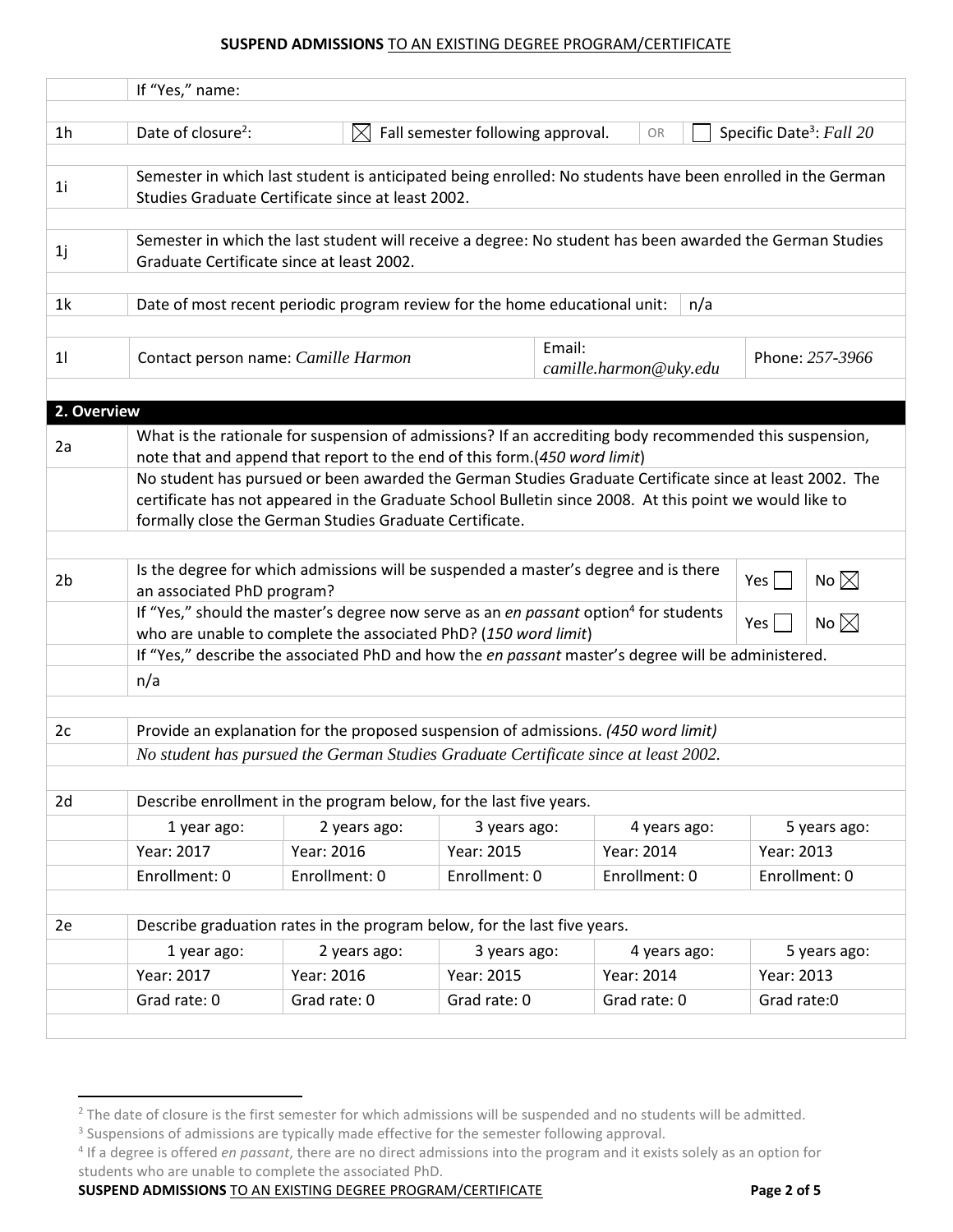| | |
|---|---|
| | If "Yes," name: |
| 1h | Date of closure[2]: ☒ Fall semester following approval. OR ☐ Specific Date[3]: *Fall 20* |
| 1i | Semester in which last student is anticipated being enrolled: No students have been enrolled in the German Studies Graduate Certificate since at least 2002. |
| 1j | Semester in which the last student will receive a degree: No student has been awarded the German Studies Graduate Certificate since at least 2002. |
| 1k | Date of most recent periodic program review for the home educational unit: n/a |
| 1l | Contact person name: *Camille Harmon* — Email: *camille.harmon@uky.edu* — Phone: *257-3966* |

## 2. Overview

| | |
|---|---|
| 2a | What is the rationale for suspension of admissions? If an accrediting body recommended this suspension, note that and append that report to the end of this form.(*450 word limit*) |
| | No student has pursued or been awarded the German Studies Graduate Certificate since at least 2002. The certificate has not appeared in the Graduate School Bulletin since 2008. At this point we would like to formally close the German Studies Graduate Certificate. |
| 2b | Is the degree for which admissions will be suspended a master's degree and is there an associated PhD program? Yes ☐ No ☒ |
| | If "Yes," should the master's degree now serve as an *en passant* option[4] for students who are unable to complete the associated PhD? (*150 word limit*) Yes ☐ No ☒ |
| | If "Yes," describe the associated PhD and how the *en passant* master's degree will be administered. |
| | n/a |
| 2c | Provide an explanation for the proposed suspension of admissions. *(450 word limit)* |
| | *No student has pursued the German Studies Graduate Certificate since at least 2002.* |

**2d** Describe enrollment in the program below, for the last five years.

| 1 year ago: | 2 years ago: | 3 years ago: | 4 years ago: | 5 years ago: |
|---|---|---|---|---|
| Year: 2017 | Year: 2016 | Year: 2015 | Year: 2014 | Year: 2013 |
| Enrollment: 0 | Enrollment: 0 | Enrollment: 0 | Enrollment: 0 | Enrollment: 0 |

**2e** Describe graduation rates in the program below, for the last five years.

| 1 year ago: | 2 years ago: | 3 years ago: | 4 years ago: | 5 years ago: |
|---|---|---|---|---|
| Year: 2017 | Year: 2016 | Year: 2015 | Year: 2014 | Year: 2013 |
| Grad rate: 0 | Grad rate: 0 | Grad rate: 0 | Grad rate: 0 | Grad rate:0 |

[2] The date of closure is the first semester for which admissions will be suspended and no students will be admitted.

[3] Suspensions of admissions are typically made effective for the semester following approval.

[4] If a degree is offered *en passant*, there are no direct admissions into the program and it exists solely as an option for students who are unable to complete the associated PhD.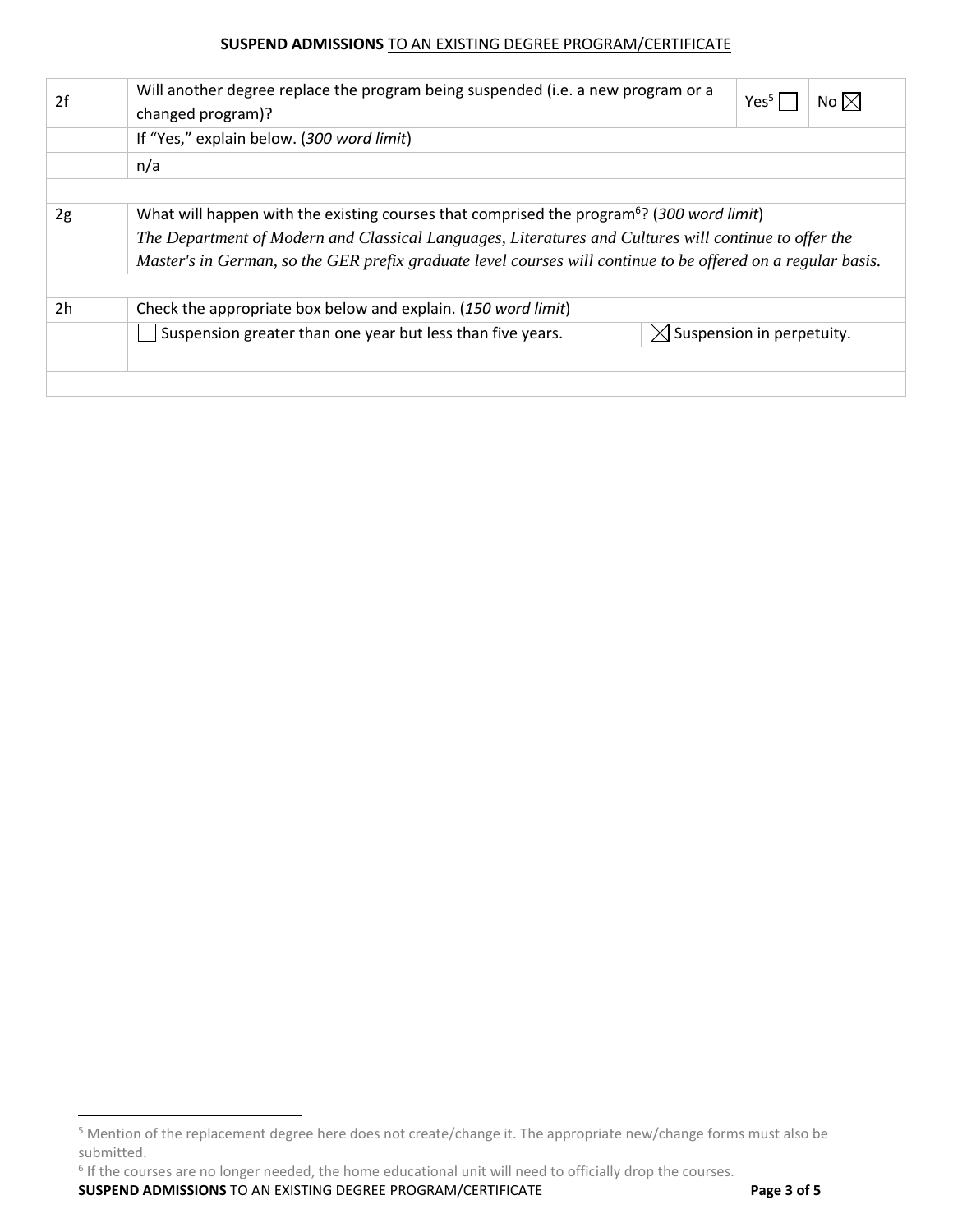| | | | |
|---|---|---|---|
| 2f | Will another degree replace the program being suspended (i.e. a new program or a changed program)? | Yes[5] ☐ | No ☒ |
| | If "Yes," explain below. (*300 word limit*) | | |
| | n/a | | |
| | | | |
| 2g | What will happen with the existing courses that comprised the program[6]? (*300 word limit*) | | |
| | *The Department of Modern and Classical Languages, Literatures and Cultures will continue to offer the Master's in German, so the GER prefix graduate level courses will continue to be offered on a regular basis.* | | |
| | | | |
| 2h | Check the appropriate box below and explain. (*150 word limit*) | | |
| | ☐ Suspension greater than one year but less than five years. | ☒ Suspension in perpetuity. | |
| | | | |
| | | | |

[5] Mention of the replacement degree here does not create/change it. The appropriate new/change forms must also be submitted.

[6] If the courses are no longer needed, the home educational unit will need to officially drop the courses.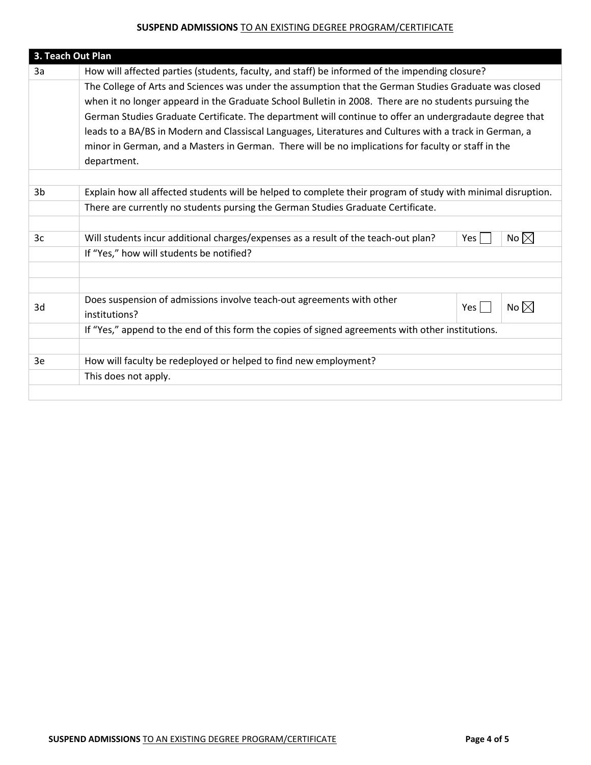## 3. Teach Out Plan

| | |
|---|---|
| 3a | How will affected parties (students, faculty, and staff) be informed of the impending closure? |
| | The College of Arts and Sciences was under the assumption that the German Studies Graduate was closed when it no longer appeard in the Graduate School Bulletin in 2008. There are no students pursuing the German Studies Graduate Certificate. The department will continue to offer an undergradaute degree that leads to a BA/BS in Modern and Classiscal Languages, Literatures and Cultures with a track in German, a minor in German, and a Masters in German. There will be no implications for faculty or staff in the department. |
| 3b | Explain how all affected students will be helped to complete their program of study with minimal disruption. |
| | There are currently no students pursing the German Studies Graduate Certificate. |
| 3c | Will students incur additional charges/expenses as a result of the teach-out plan? Yes ☐ No ☒ |
| | If "Yes," how will students be notified? |
| 3d | Does suspension of admissions involve teach-out agreements with other institutions? Yes ☐ No ☒ |
| | If "Yes," append to the end of this form the copies of signed agreements with other institutions. |
| 3e | How will faculty be redeployed or helped to find new employment? |
| | This does not apply. |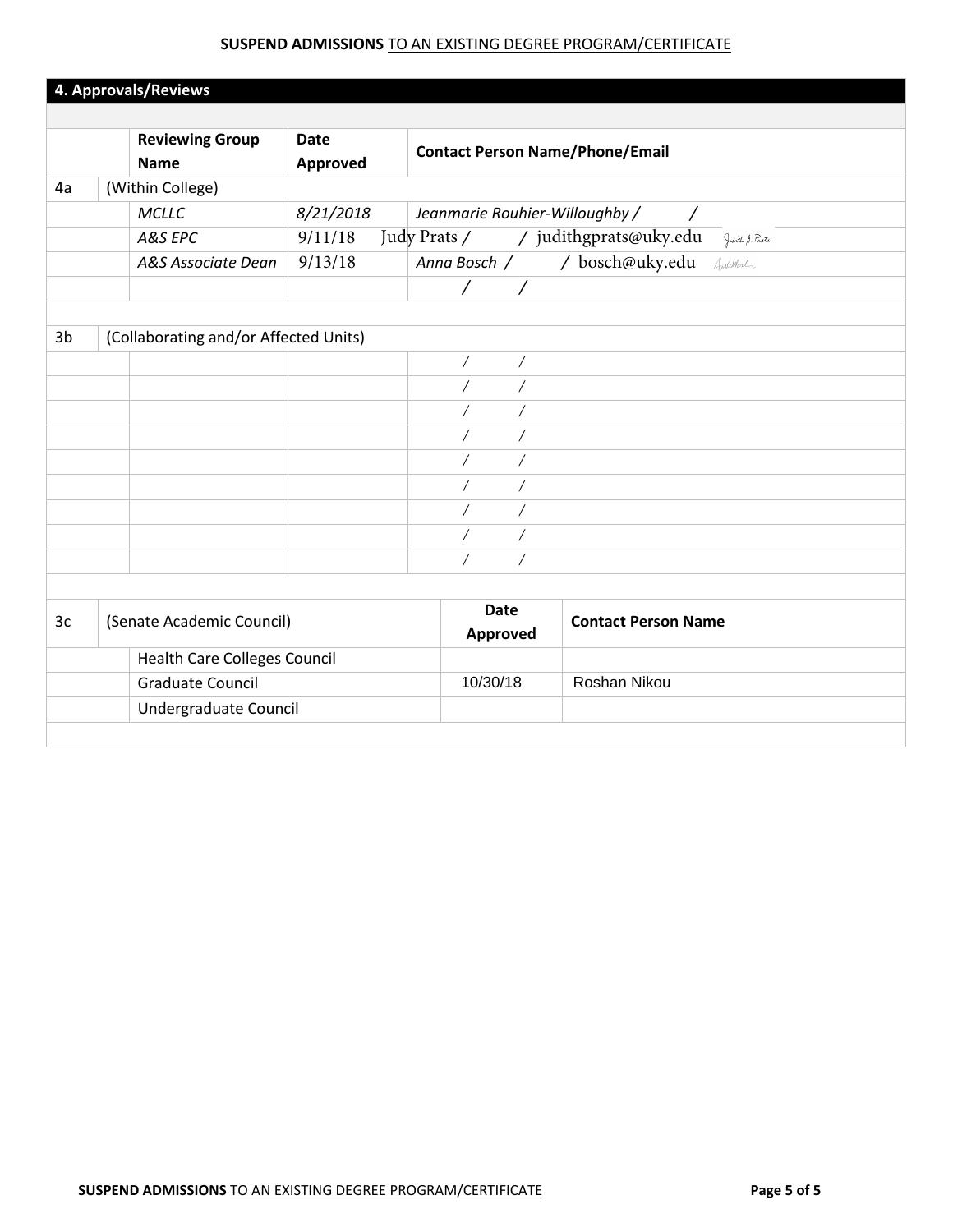## 4. Approvals/Reviews

| | Reviewing Group Name | Date Approved | Contact Person Name/Phone/Email |
|---|---|---|---|
| 4a | (Within College) | | |
| | *MCLLC* | *8/21/2018* | *Jeanmarie Rouhier-Willoughby /   /* |
| | *A&S EPC* | 9/11/18 | Judy Prats /   / judithgprats@uky.edu |
| | *A&S Associate Dean* | 9/13/18 | *Anna Bosch /   /* bosch@uky.edu |
| | | | /   / |
| 3b | (Collaborating and/or Affected Units) | | |
| | | | /   / |
| | | | /   / |
| | | | /   / |
| | | | /   / |
| | | | /   / |
| | | | /   / |
| | | | /   / |
| | | | /   / |
| | | | /   / |

| 3c | (Senate Academic Council) | Date Approved | Contact Person Name |
|---|---|---|---|
| | Health Care Colleges Council | | |
| | Graduate Council | 10/30/18 | Roshan Nikou |
| | Undergraduate Council | | |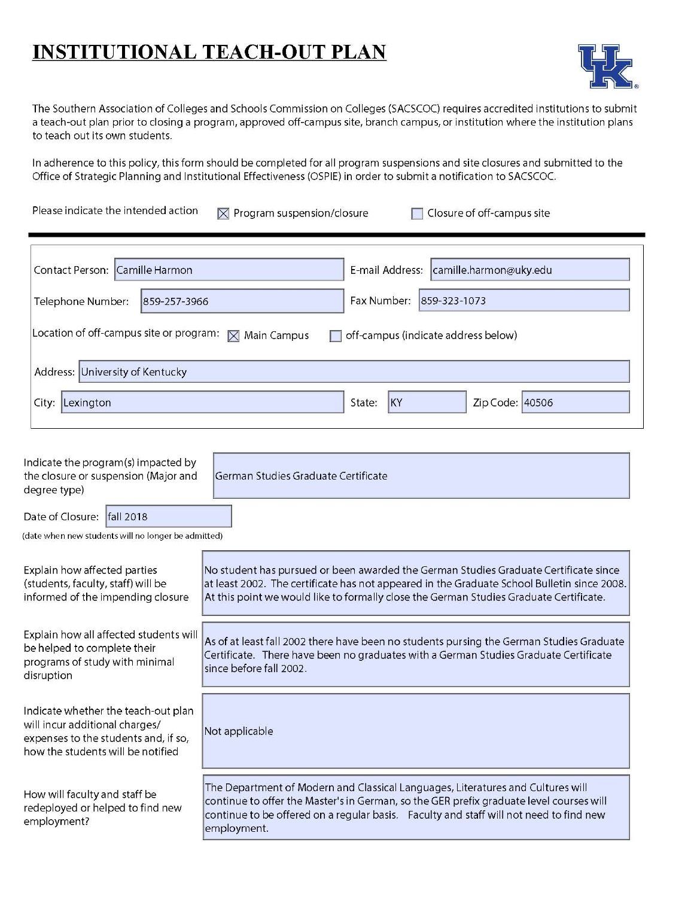# INSTITUTIONAL TEACH-OUT PLAN

The Southern Association of Colleges and Schools Commission on Colleges (SACSCOC) requires accredited institutions to submit a teach-out plan prior to closing a program, approved off-campus site, branch campus, or institution where the institution plans to teach out its own students.

In adherence to this policy, this form should be completed for all program suspensions and site closures and submitted to the Office of Strategic Planning and Institutional Effectiveness (OSPIE) in order to submit a notification to SACSCOC.

Please indicate the intended action ☒ Program suspension/closure ☐ Closure of off-campus site

---

| | | | |
|---|---|---|---|
| Contact Person: | Camille Harmon | E-mail Address: | camille.harmon@uky.edu |
| Telephone Number: | 859-257-3966 | Fax Number: | 859-323-1073 |

Location of off-campus site or program: ☒ Main Campus ☐ off-campus (indicate address below)

Address: University of Kentucky

City: Lexington State: KY Zip Code: 40506

---

| | |
|---|---|
| Indicate the program(s) impacted by the closure or suspension (Major and degree type) | German Studies Graduate Certificate |
| Date of Closure: (date when new students will no longer be admitted) | fall 2018 |
| Explain how affected parties (students, faculty, staff) will be informed of the impending closure | No student has pursued or been awarded the German Studies Graduate Certificate since at least 2002. The certificate has not appeared in the Graduate School Bulletin since 2008. At this point we would like to formally close the German Studies Graduate Certificate. |
| Explain how all affected students will be helped to complete their programs of study with minimal disruption | As of at least fall 2002 there have been no students pursing the German Studies Graduate Certificate. There have been no graduates with a German Studies Graduate Certificate since before fall 2002. |
| Indicate whether the teach-out plan will incur additional charges/ expenses to the students and, if so, how the students will be notified | Not applicable |
| How will faculty and staff be redeployed or helped to find new employment? | The Department of Modern and Classical Languages, Literatures and Cultures will continue to offer the Master's in German, so the GER prefix graduate level courses will continue to be offered on a regular basis. Faculty and staff will not need to find new employment. |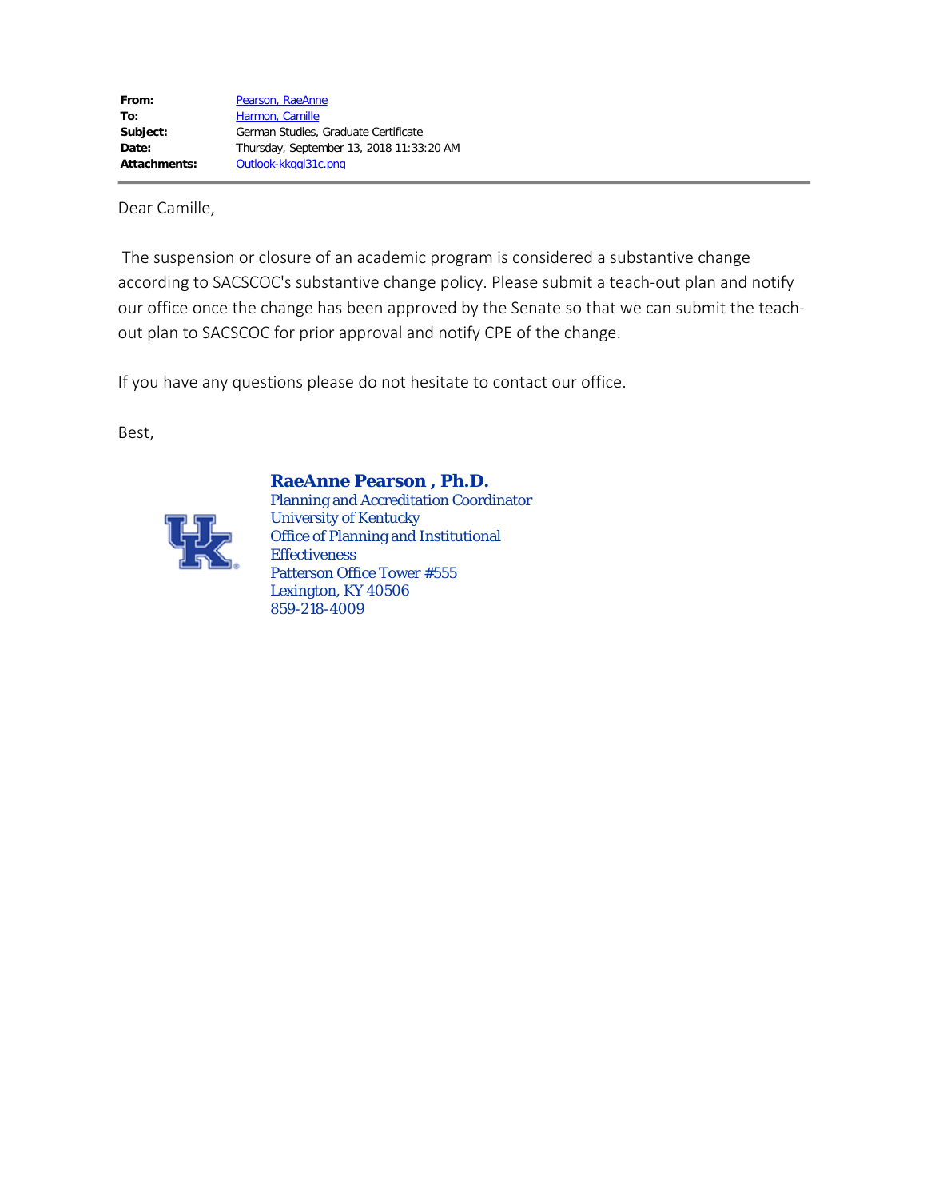| | |
|---|---|
| **From:** | Pearson, RaeAnne |
| **To:** | Harmon, Camille |
| **Subject:** | German Studies, Graduate Certificate |
| **Date:** | Thursday, September 13, 2018 11:33:20 AM |
| **Attachments:** | Outlook-kkqql31c.png |

Dear Camille,

The suspension or closure of an academic program is considered a substantive change according to SACSCOC's substantive change policy. Please submit a teach-out plan and notify our office once the change has been approved by the Senate so that we can submit the teach-out plan to SACSCOC for prior approval and notify CPE of the change.

If you have any questions please do not hesitate to contact our office.

Best,

**RaeAnne Pearson , Ph.D.**
Planning and Accreditation Coordinator
University of Kentucky
Office of Planning and Institutional Effectiveness
Patterson Office Tower #555
Lexington, KY 40506
859-218-4009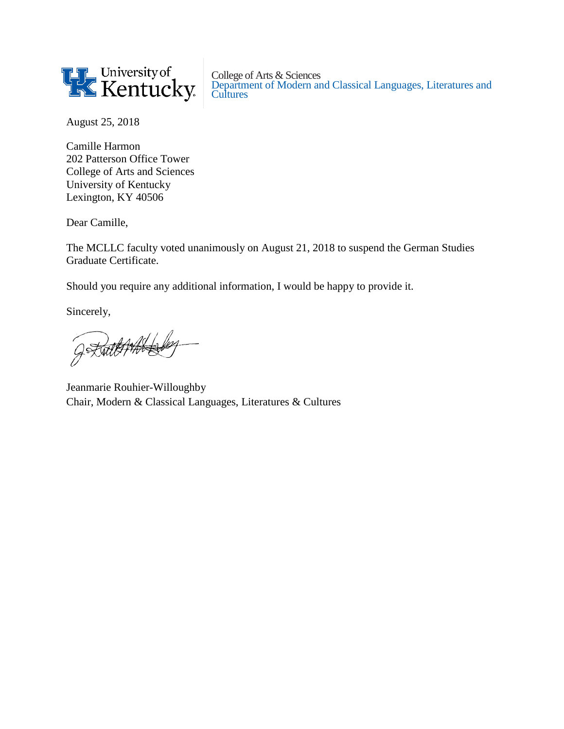University of Kentucky

College of Arts & Sciences
Department of Modern and Classical Languages, Literatures and Cultures

August 25, 2018

Camille Harmon
202 Patterson Office Tower
College of Arts and Sciences
University of Kentucky
Lexington, KY 40506

Dear Camille,

The MCLLC faculty voted unanimously on August 21, 2018 to suspend the German Studies Graduate Certificate.

Should you require any additional information, I would be happy to provide it.

Sincerely,

Jeanmarie Rouhier-Willoughby
Chair, Modern & Classical Languages, Literatures & Cultures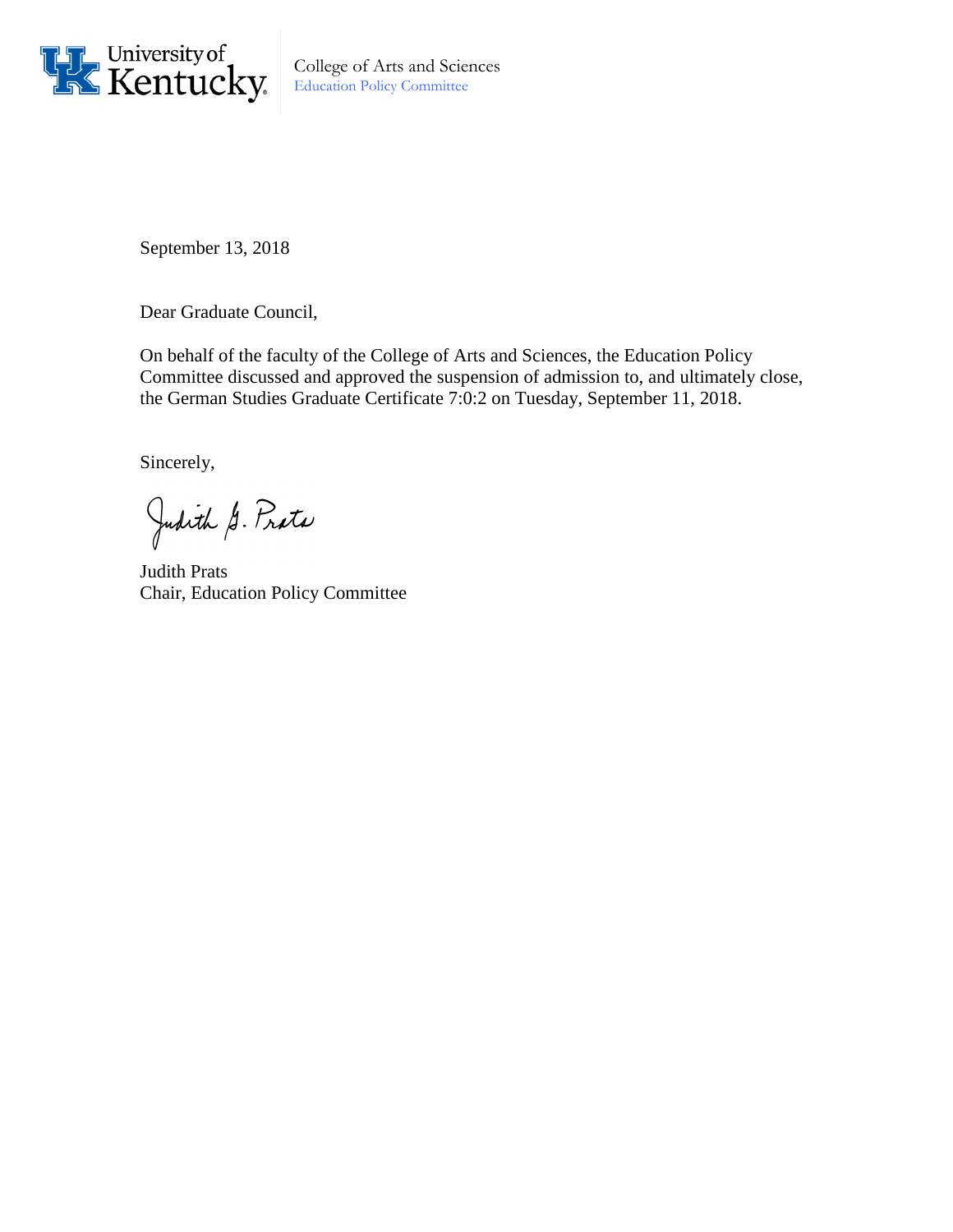University of Kentucky

College of Arts and Sciences
Education Policy Committee

September 13, 2018

Dear Graduate Council,

On behalf of the faculty of the College of Arts and Sciences, the Education Policy Committee discussed and approved the suspension of admission to, and ultimately close, the German Studies Graduate Certificate 7:0:2 on Tuesday, September 11, 2018.

Sincerely,

Judith G. Prats

Judith Prats
Chair, Education Policy Committee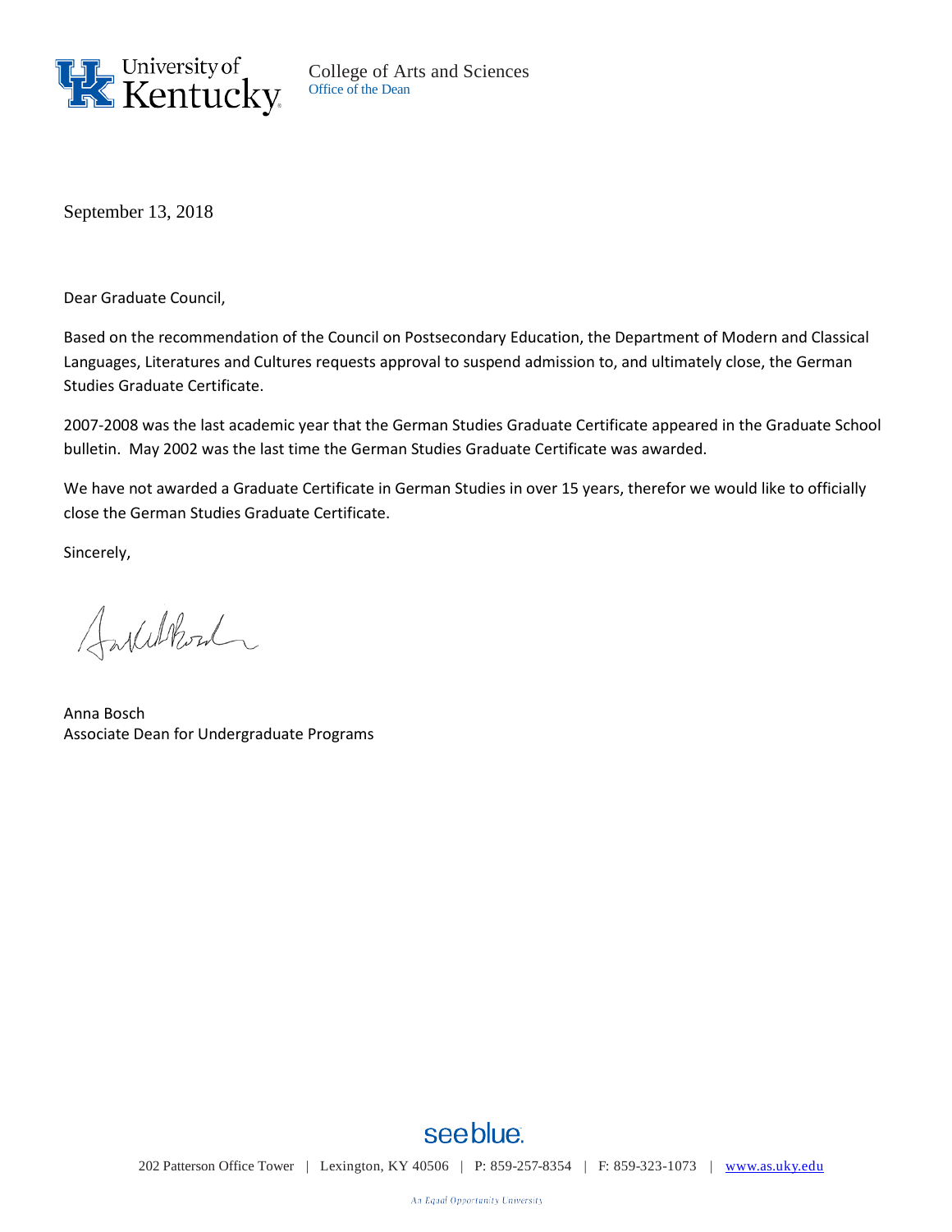University of Kentucky

College of Arts and Sciences
Office of the Dean

September 13, 2018

Dear Graduate Council,

Based on the recommendation of the Council on Postsecondary Education, the Department of Modern and Classical Languages, Literatures and Cultures requests approval to suspend admission to, and ultimately close, the German Studies Graduate Certificate.

2007-2008 was the last academic year that the German Studies Graduate Certificate appeared in the Graduate School bulletin. May 2002 was the last time the German Studies Graduate Certificate was awarded.

We have not awarded a Graduate Certificate in German Studies in over 15 years, therefor we would like to officially close the German Studies Graduate Certificate.

Sincerely,

Anna Bosch
Associate Dean for Undergraduate Programs

see blue.

202 Patterson Office Tower | Lexington, KY 40506 | P: 859-257-8354 | F: 859-323-1073 | www.as.uky.edu

An Equal Opportunity University